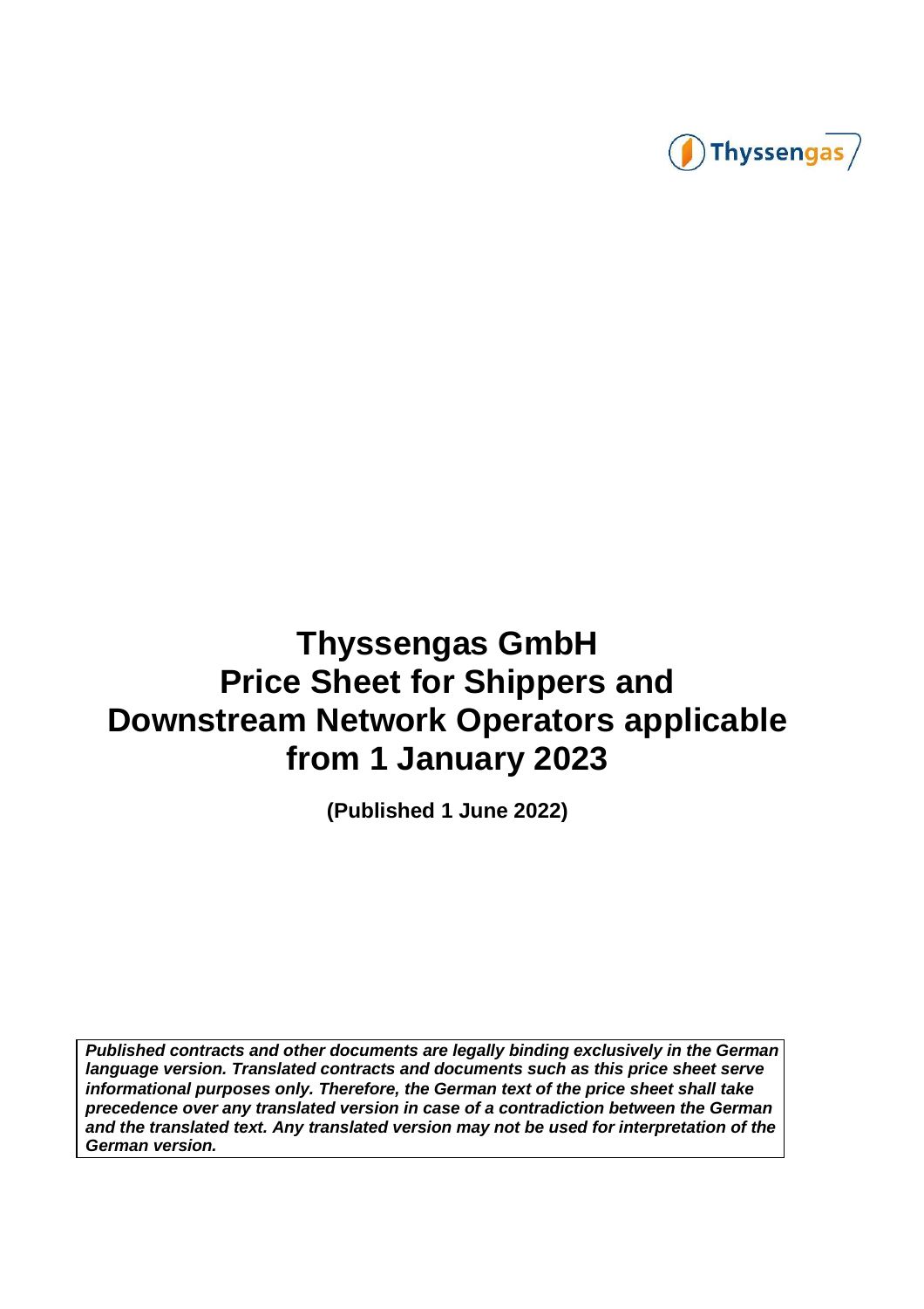# Thyssengas GmbH Price Sheet for Shippers and Downstream Network Operators applicable from 1 January 2023

**(Published 1 June 2022)**

***Published contracts and other documents are legally binding exclusively in the German language version. Translated contracts and documents such as this price sheet serve informational purposes only. Therefore, the German text of the price sheet shall take precedence over any translated version in case of a contradiction between the German and the translated text. Any translated version may not be used for interpretation of the German version.***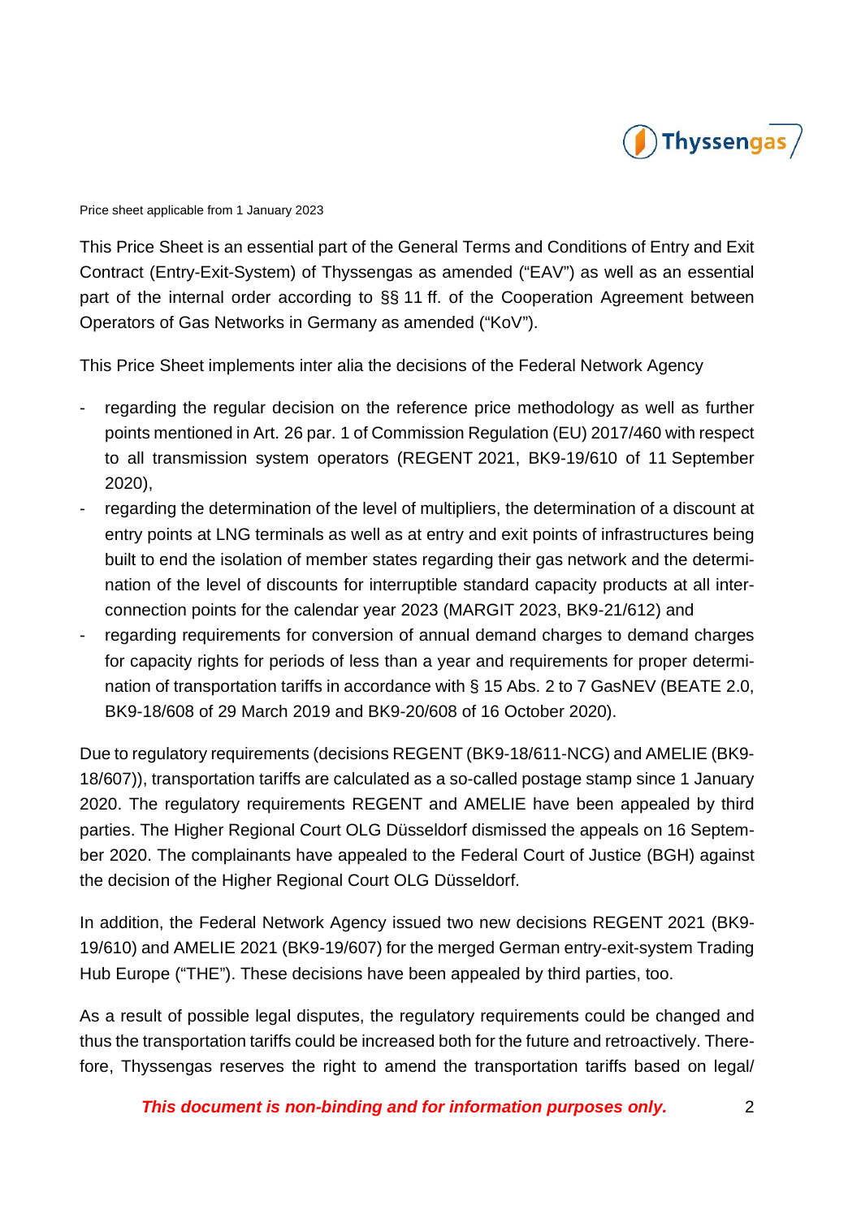Price sheet applicable from 1 January 2023

This Price Sheet is an essential part of the General Terms and Conditions of Entry and Exit Contract (Entry-Exit-System) of Thyssengas as amended ("EAV") as well as an essential part of the internal order according to §§ 11 ff. of the Cooperation Agreement between Operators of Gas Networks in Germany as amended ("KoV").

This Price Sheet implements inter alia the decisions of the Federal Network Agency

- regarding the regular decision on the reference price methodology as well as further points mentioned in Art. 26 par. 1 of Commission Regulation (EU) 2017/460 with respect to all transmission system operators (REGENT 2021, BK9-19/610 of 11 September 2020),
- regarding the determination of the level of multipliers, the determination of a discount at entry points at LNG terminals as well as at entry and exit points of infrastructures being built to end the isolation of member states regarding their gas network and the determination of the level of discounts for interruptible standard capacity products at all interconnection points for the calendar year 2023 (MARGIT 2023, BK9-21/612) and
- regarding requirements for conversion of annual demand charges to demand charges for capacity rights for periods of less than a year and requirements for proper determination of transportation tariffs in accordance with § 15 Abs. 2 to 7 GasNEV (BEATE 2.0, BK9-18/608 of 29 March 2019 and BK9-20/608 of 16 October 2020).

Due to regulatory requirements (decisions REGENT (BK9-18/611-NCG) and AMELIE (BK9-18/607)), transportation tariffs are calculated as a so-called postage stamp since 1 January 2020. The regulatory requirements REGENT and AMELIE have been appealed by third parties. The Higher Regional Court OLG Düsseldorf dismissed the appeals on 16 September 2020. The complainants have appealed to the Federal Court of Justice (BGH) against the decision of the Higher Regional Court OLG Düsseldorf.

In addition, the Federal Network Agency issued two new decisions REGENT 2021 (BK9-19/610) and AMELIE 2021 (BK9-19/607) for the merged German entry-exit-system Trading Hub Europe ("THE"). These decisions have been appealed by third parties, too.

As a result of possible legal disputes, the regulatory requirements could be changed and thus the transportation tariffs could be increased both for the future and retroactively. Therefore, Thyssengas reserves the right to amend the transportation tariffs based on legal/

***This document is non-binding and for information purposes only.***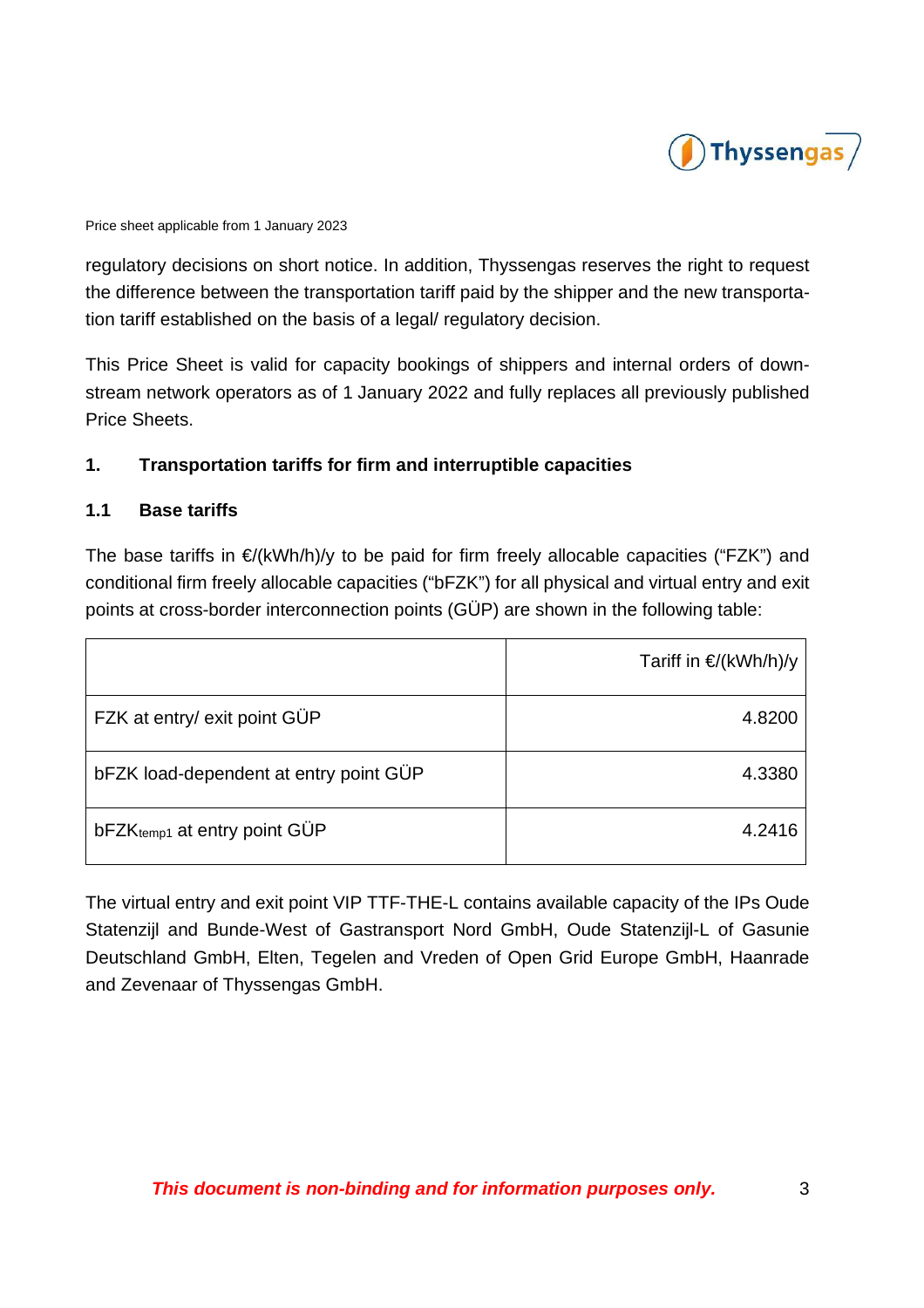regulatory decisions on short notice. In addition, Thyssengas reserves the right to request the difference between the transportation tariff paid by the shipper and the new transportation tariff established on the basis of a legal/ regulatory decision.

This Price Sheet is valid for capacity bookings of shippers and internal orders of downstream network operators as of 1 January 2022 and fully replaces all previously published Price Sheets.

## 1. Transportation tariffs for firm and interruptible capacities

### 1.1 Base tariffs

The base tariffs in €/(kWh/h)/y to be paid for firm freely allocable capacities ("FZK") and conditional firm freely allocable capacities ("bFZK") for all physical and virtual entry and exit points at cross-border interconnection points (GÜP) are shown in the following table:

| | Tariff in €/(kWh/h)/y |
|---|---:|
| FZK at entry/ exit point GÜP | 4.8200 |
| bFZK load-dependent at entry point GÜP | 4.3380 |
| $\text{bFZK}_{\text{temp1}}$ at entry point GÜP | 4.2416 |

The virtual entry and exit point VIP TTF-THE-L contains available capacity of the IPs Oude Statenzijl and Bunde-West of Gastransport Nord GmbH, Oude Statenzijl-L of Gasunie Deutschland GmbH, Elten, Tegelen and Vreden of Open Grid Europe GmbH, Haanrade and Zevenaar of Thyssengas GmbH.

***This document is non-binding and for information purposes only.***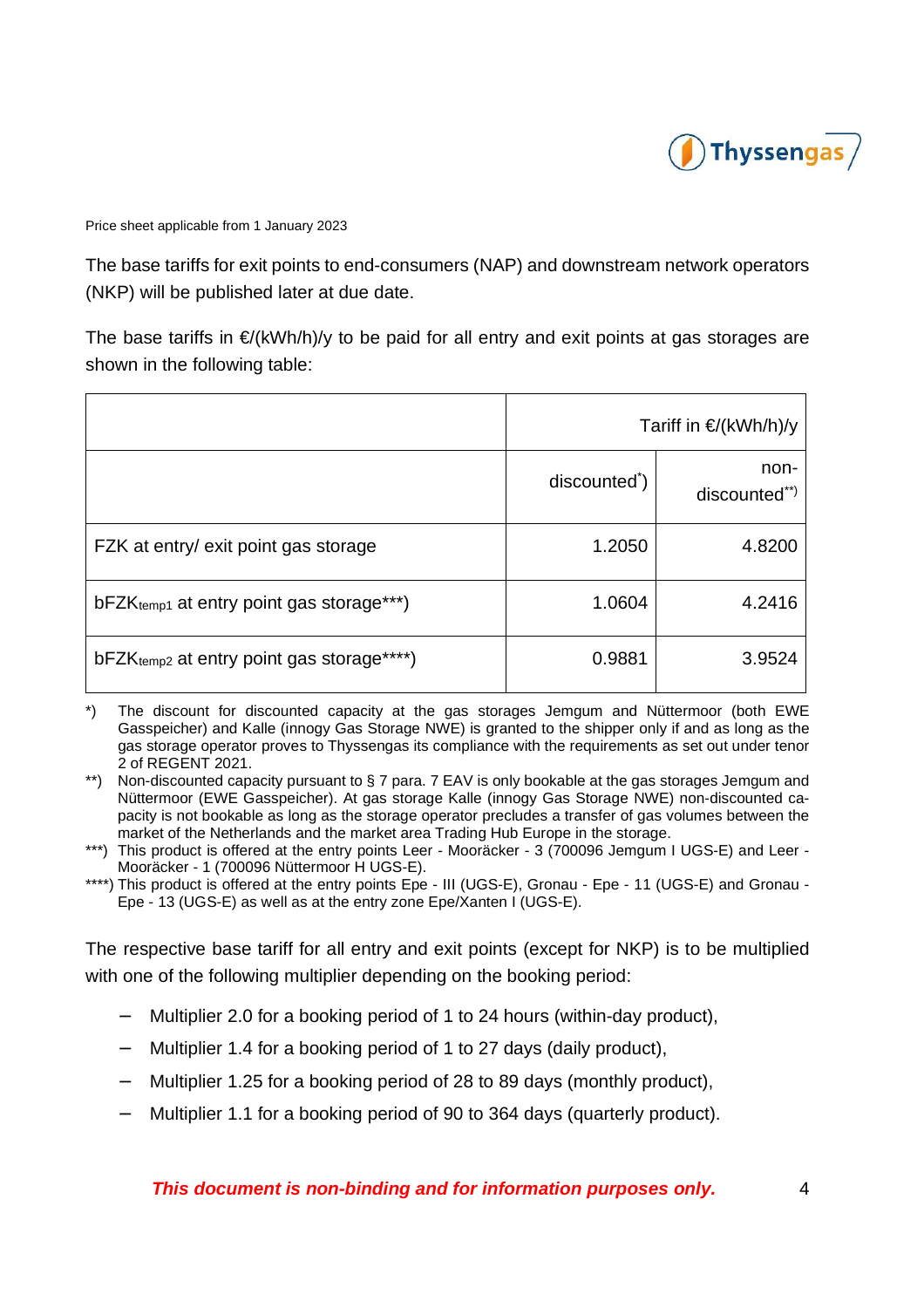Price sheet applicable from 1 January 2023

The base tariffs for exit points to end-consumers (NAP) and downstream network operators (NKP) will be published later at due date.

The base tariffs in €/(kWh/h)/y to be paid for all entry and exit points at gas storages are shown in the following table:

| | Tariff in €/(kWh/h)/y | |
|---|---|---|
| | discounted*) | non-discounted**) |
| FZK at entry/ exit point gas storage | 1.2050 | 4.8200 |
| $bFZK_{temp1}$ at entry point gas storage***) | 1.0604 | 4.2416 |
| $bFZK_{temp2}$ at entry point gas storage****) | 0.9881 | 3.9524 |

*) The discount for discounted capacity at the gas storages Jemgum and Nüttermoor (both EWE Gasspeicher) and Kalle (innogy Gas Storage NWE) is granted to the shipper only if and as long as the gas storage operator proves to Thyssengas its compliance with the requirements as set out under tenor 2 of REGENT 2021.

**) Non-discounted capacity pursuant to § 7 para. 7 EAV is only bookable at the gas storages Jemgum and Nüttermoor (EWE Gasspeicher). At gas storage Kalle (innogy Gas Storage NWE) non-discounted capacity is not bookable as long as the storage operator precludes a transfer of gas volumes between the market of the Netherlands and the market area Trading Hub Europe in the storage.

***) This product is offered at the entry points Leer - Mooräcker - 3 (700096 Jemgum I UGS-E) and Leer - Mooräcker - 1 (700096 Nüttermoor H UGS-E).

****) This product is offered at the entry points Epe - III (UGS-E), Gronau - Epe - 11 (UGS-E) and Gronau - Epe - 13 (UGS-E) as well as at the entry zone Epe/Xanten I (UGS-E).

The respective base tariff for all entry and exit points (except for NKP) is to be multiplied with one of the following multiplier depending on the booking period:

- Multiplier 2.0 for a booking period of 1 to 24 hours (within-day product),
- Multiplier 1.4 for a booking period of 1 to 27 days (daily product),
- Multiplier 1.25 for a booking period of 28 to 89 days (monthly product),
- Multiplier 1.1 for a booking period of 90 to 364 days (quarterly product).

***This document is non-binding and for information purposes only.***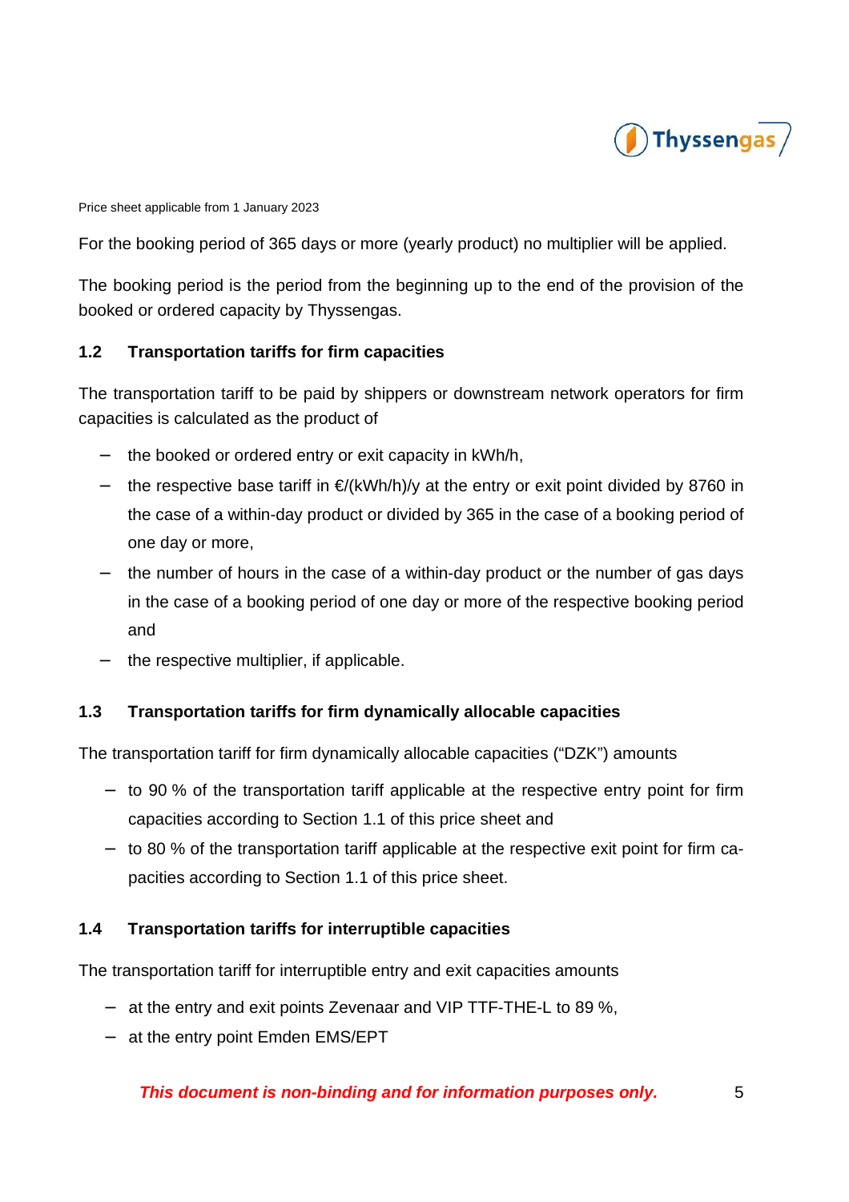Price sheet applicable from 1 January 2023

For the booking period of 365 days or more (yearly product) no multiplier will be applied.

The booking period is the period from the beginning up to the end of the provision of the booked or ordered capacity by Thyssengas.

### 1.2 Transportation tariffs for firm capacities

The transportation tariff to be paid by shippers or downstream network operators for firm capacities is calculated as the product of

- the booked or ordered entry or exit capacity in kWh/h,
- the respective base tariff in €/(kWh/h)/y at the entry or exit point divided by 8760 in the case of a within-day product or divided by 365 in the case of a booking period of one day or more,
- the number of hours in the case of a within-day product or the number of gas days in the case of a booking period of one day or more of the respective booking period and
- the respective multiplier, if applicable.

### 1.3 Transportation tariffs for firm dynamically allocable capacities

The transportation tariff for firm dynamically allocable capacities ("DZK") amounts

- to 90 % of the transportation tariff applicable at the respective entry point for firm capacities according to Section 1.1 of this price sheet and
- to 80 % of the transportation tariff applicable at the respective exit point for firm capacities according to Section 1.1 of this price sheet.

### 1.4 Transportation tariffs for interruptible capacities

The transportation tariff for interruptible entry and exit capacities amounts

- at the entry and exit points Zevenaar and VIP TTF-THE-L to 89 %,
- at the entry point Emden EMS/EPT

***This document is non-binding and for information purposes only.***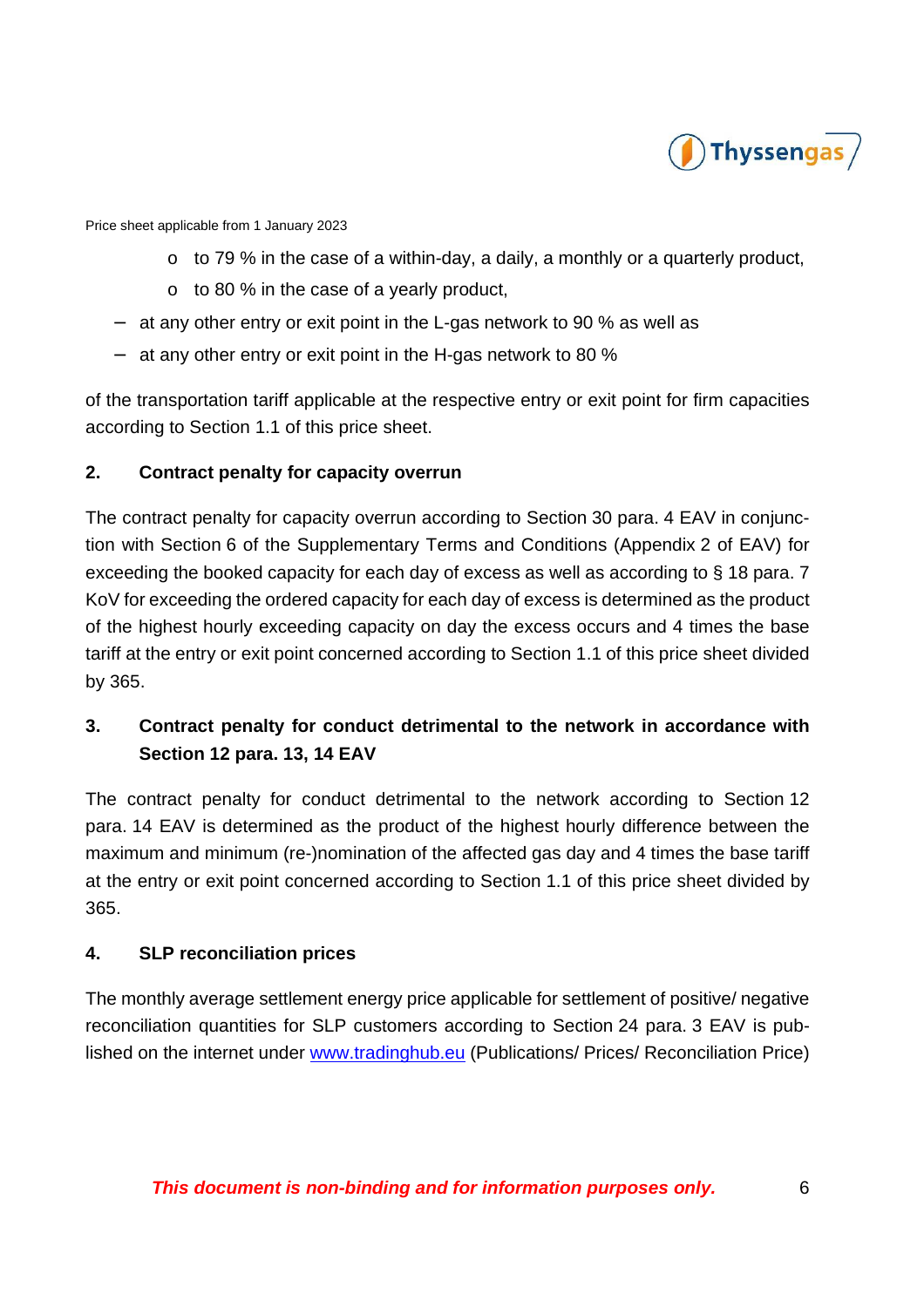- to 79 % in the case of a within-day, a daily, a monthly or a quarterly product,
- to 80 % in the case of a yearly product,

– at any other entry or exit point in the L-gas network to 90 % as well as

– at any other entry or exit point in the H-gas network to 80 %

of the transportation tariff applicable at the respective entry or exit point for firm capacities according to Section 1.1 of this price sheet.

## 2. Contract penalty for capacity overrun

The contract penalty for capacity overrun according to Section 30 para. 4 EAV in conjunction with Section 6 of the Supplementary Terms and Conditions (Appendix 2 of EAV) for exceeding the booked capacity for each day of excess as well as according to § 18 para. 7 KoV for exceeding the ordered capacity for each day of excess is determined as the product of the highest hourly exceeding capacity on day the excess occurs and 4 times the base tariff at the entry or exit point concerned according to Section 1.1 of this price sheet divided by 365.

## 3. Contract penalty for conduct detrimental to the network in accordance with Section 12 para. 13, 14 EAV

The contract penalty for conduct detrimental to the network according to Section 12 para. 14 EAV is determined as the product of the highest hourly difference between the maximum and minimum (re-)nomination of the affected gas day and 4 times the base tariff at the entry or exit point concerned according to Section 1.1 of this price sheet divided by 365.

## 4. SLP reconciliation prices

The monthly average settlement energy price applicable for settlement of positive/ negative reconciliation quantities for SLP customers according to Section 24 para. 3 EAV is published on the internet under www.tradinghub.eu (Publications/ Prices/ Reconciliation Price)

***This document is non-binding and for information purposes only.***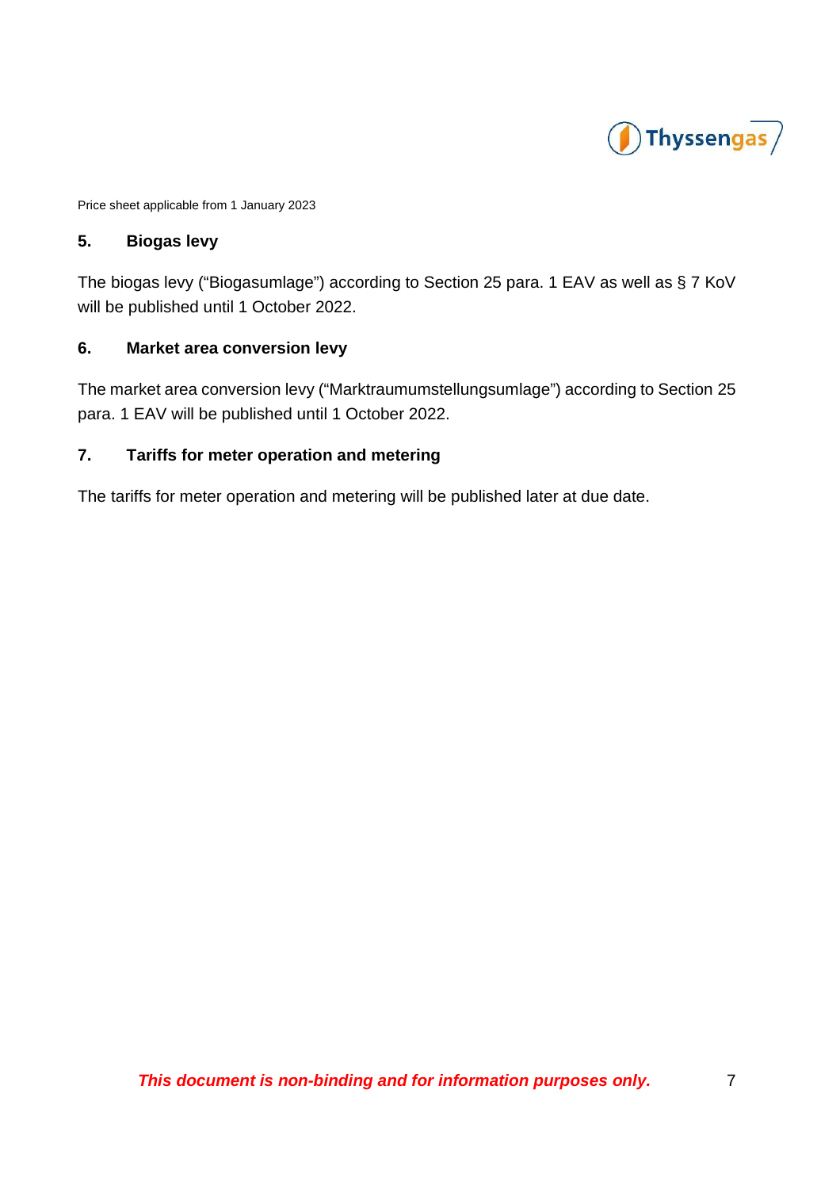Price sheet applicable from 1 January 2023

## 5. Biogas levy

The biogas levy ("Biogasumlage") according to Section 25 para. 1 EAV as well as § 7 KoV will be published until 1 October 2022.

## 6. Market area conversion levy

The market area conversion levy ("Marktraumumstellungsumlage") according to Section 25 para. 1 EAV will be published until 1 October 2022.

## 7. Tariffs for meter operation and metering

The tariffs for meter operation and metering will be published later at due date.

***This document is non-binding and for information purposes only.***